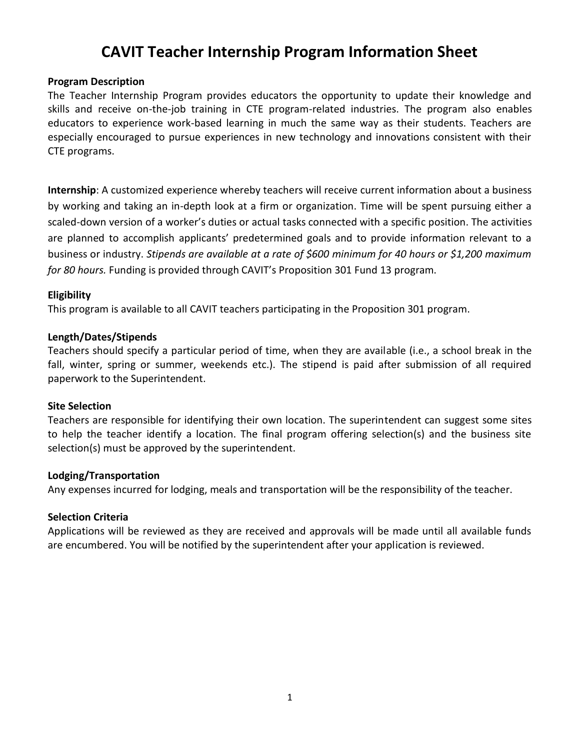# CAVIT Teacher Internship Program Information Sheet

**Program Description**

The Teacher Internship Program provides educators the opportunity to update their knowledge and skills and receive on-the-job training in CTE program-related industries. The program also enables educators to experience work-based learning in much the same way as their students. Teachers are especially encouraged to pursue experiences in new technology and innovations consistent with their CTE programs.

**Internship**: A customized experience whereby teachers will receive current information about a business by working and taking an in-depth look at a firm or organization. Time will be spent pursuing either a scaled-down version of a worker's duties or actual tasks connected with a specific position. The activities are planned to accomplish applicants' predetermined goals and to provide information relevant to a business or industry. *Stipends are available at a rate of $600 minimum for 40 hours or $1,200 maximum for 80 hours.* Funding is provided through CAVIT's Proposition 301 Fund 13 program.

**Eligibility**

This program is available to all CAVIT teachers participating in the Proposition 301 program.

**Length/Dates/Stipends**

Teachers should specify a particular period of time, when they are available (i.e., a school break in the fall, winter, spring or summer, weekends etc.). The stipend is paid after submission of all required paperwork to the Superintendent.

**Site Selection**

Teachers are responsible for identifying their own location. The superintendent can suggest some sites to help the teacher identify a location. The final program offering selection(s) and the business site selection(s) must be approved by the superintendent.

**Lodging/Transportation**

Any expenses incurred for lodging, meals and transportation will be the responsibility of the teacher.

**Selection Criteria**

Applications will be reviewed as they are received and approvals will be made until all available funds are encumbered. You will be notified by the superintendent after your application is reviewed.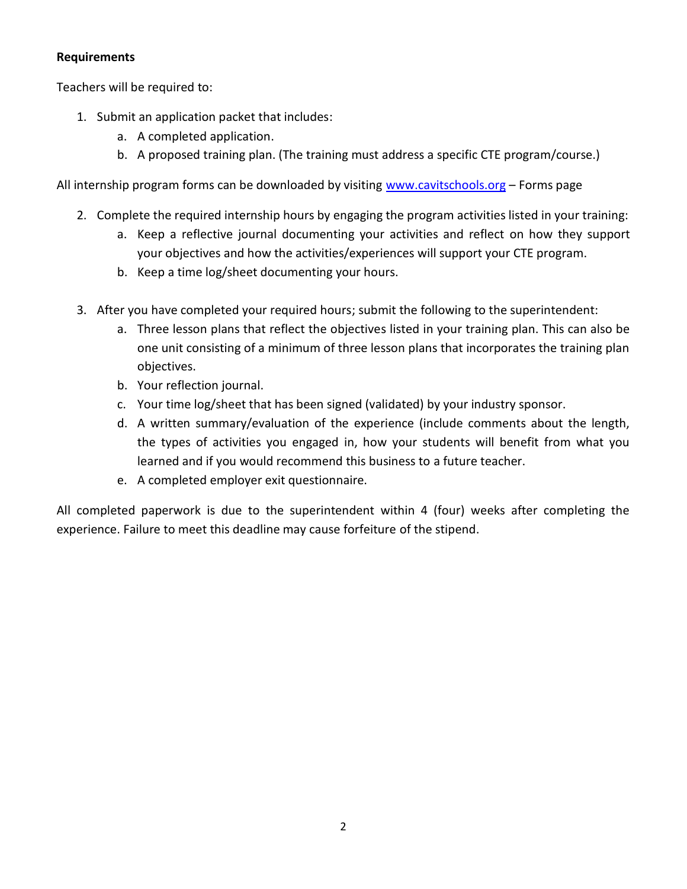**Requirements**

Teachers will be required to:

1. Submit an application packet that includes:
    a. A completed application.
    b. A proposed training plan. (The training must address a specific CTE program/course.)

All internship program forms can be downloaded by visiting [www.cavitschools.org](http://www.cavitschools.org) – Forms page

2. Complete the required internship hours by engaging the program activities listed in your training:
    a. Keep a reflective journal documenting your activities and reflect on how they support your objectives and how the activities/experiences will support your CTE program.
    b. Keep a time log/sheet documenting your hours.

3. After you have completed your required hours; submit the following to the superintendent:
    a. Three lesson plans that reflect the objectives listed in your training plan. This can also be one unit consisting of a minimum of three lesson plans that incorporates the training plan objectives.
    b. Your reflection journal.
    c. Your time log/sheet that has been signed (validated) by your industry sponsor.
    d. A written summary/evaluation of the experience (include comments about the length, the types of activities you engaged in, how your students will benefit from what you learned and if you would recommend this business to a future teacher.
    e. A completed employer exit questionnaire.

All completed paperwork is due to the superintendent within 4 (four) weeks after completing the experience. Failure to meet this deadline may cause forfeiture of the stipend.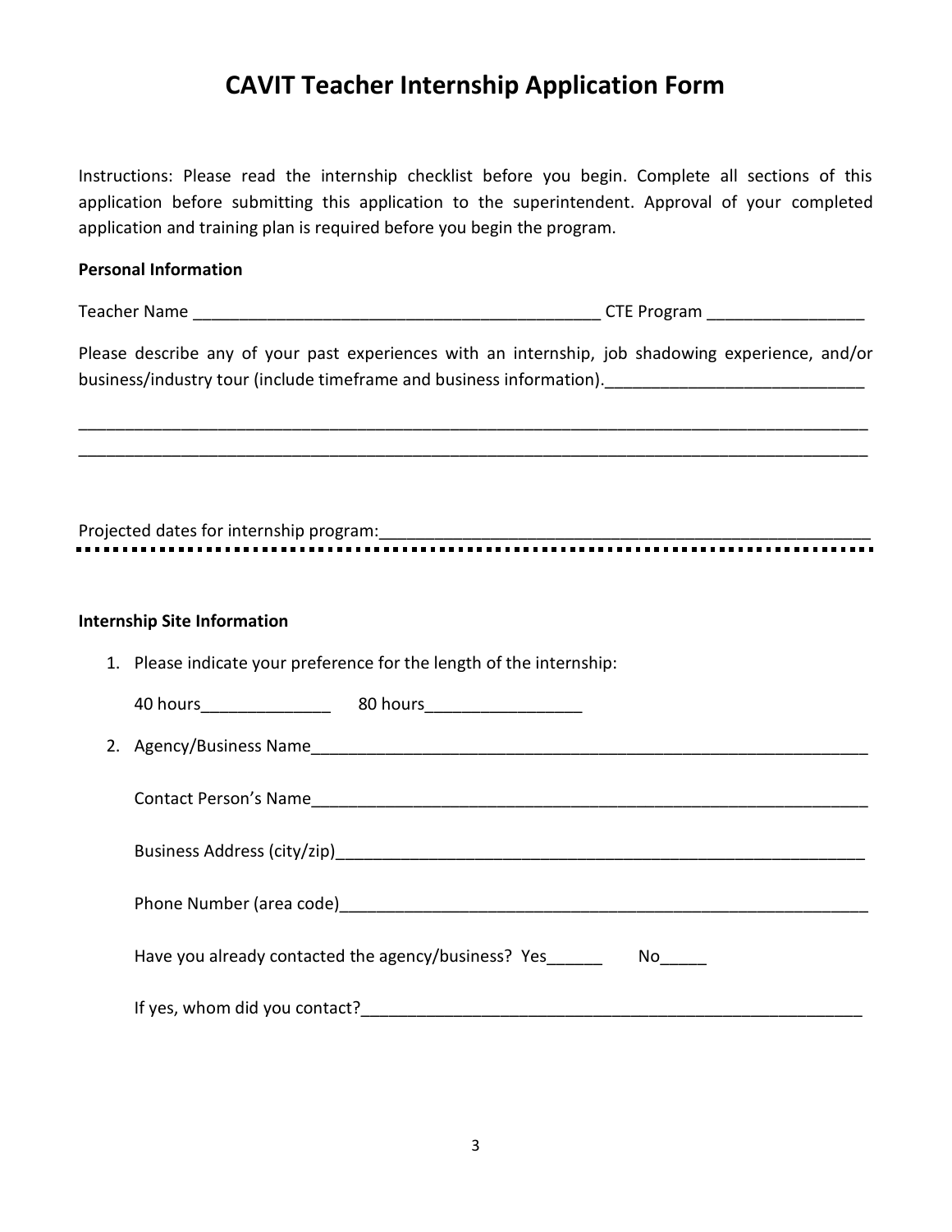# CAVIT Teacher Internship Application Form

Instructions: Please read the internship checklist before you begin. Complete all sections of this application before submitting this application to the superintendent. Approval of your completed application and training plan is required before you begin the program.

**Personal Information**

Teacher Name ____________________________________________ CTE Program ________________

Please describe any of your past experiences with an internship, job shadowing experience, and/or business/industry tour (include timeframe and business information).___________________________

_____________________________________________________________________________________

_____________________________________________________________________________________

Projected dates for internship program:_____________________________________________________

---

**Internship Site Information**

1. Please indicate your preference for the length of the internship:

   40 hours______________ 80 hours_________________

2. Agency/Business Name______________________________________________________________

   Contact Person's Name______________________________________________________________

   Business Address (city/zip)___________________________________________________________

   Phone Number (area code)____________________________________________________________

   Have you already contacted the agency/business? Yes______ No_____

   If yes, whom did you contact?________________________________________________________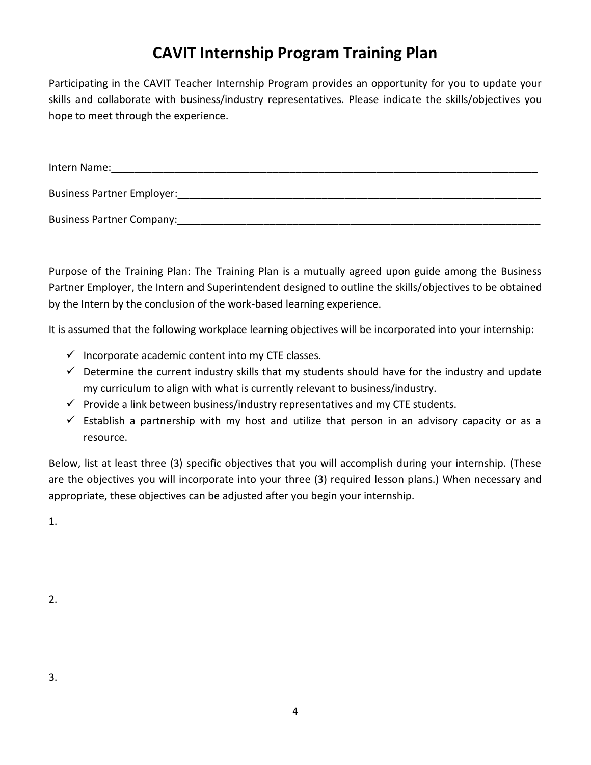# CAVIT Internship Program Training Plan

Participating in the CAVIT Teacher Internship Program provides an opportunity for you to update your skills and collaborate with business/industry representatives. Please indicate the skills/objectives you hope to meet through the experience.

Intern Name:____________________________________________________________________________

Business Partner Employer:_________________________________________________________________

Business Partner Company:_________________________________________________________________

Purpose of the Training Plan: The Training Plan is a mutually agreed upon guide among the Business Partner Employer, the Intern and Superintendent designed to outline the skills/objectives to be obtained by the Intern by the conclusion of the work-based learning experience.

It is assumed that the following workplace learning objectives will be incorporated into your internship:

- ✓ Incorporate academic content into my CTE classes.
- ✓ Determine the current industry skills that my students should have for the industry and update my curriculum to align with what is currently relevant to business/industry.
- ✓ Provide a link between business/industry representatives and my CTE students.
- ✓ Establish a partnership with my host and utilize that person in an advisory capacity or as a resource.

Below, list at least three (3) specific objectives that you will accomplish during your internship. (These are the objectives you will incorporate into your three (3) required lesson plans.) When necessary and appropriate, these objectives can be adjusted after you begin your internship.

1.

2.

3.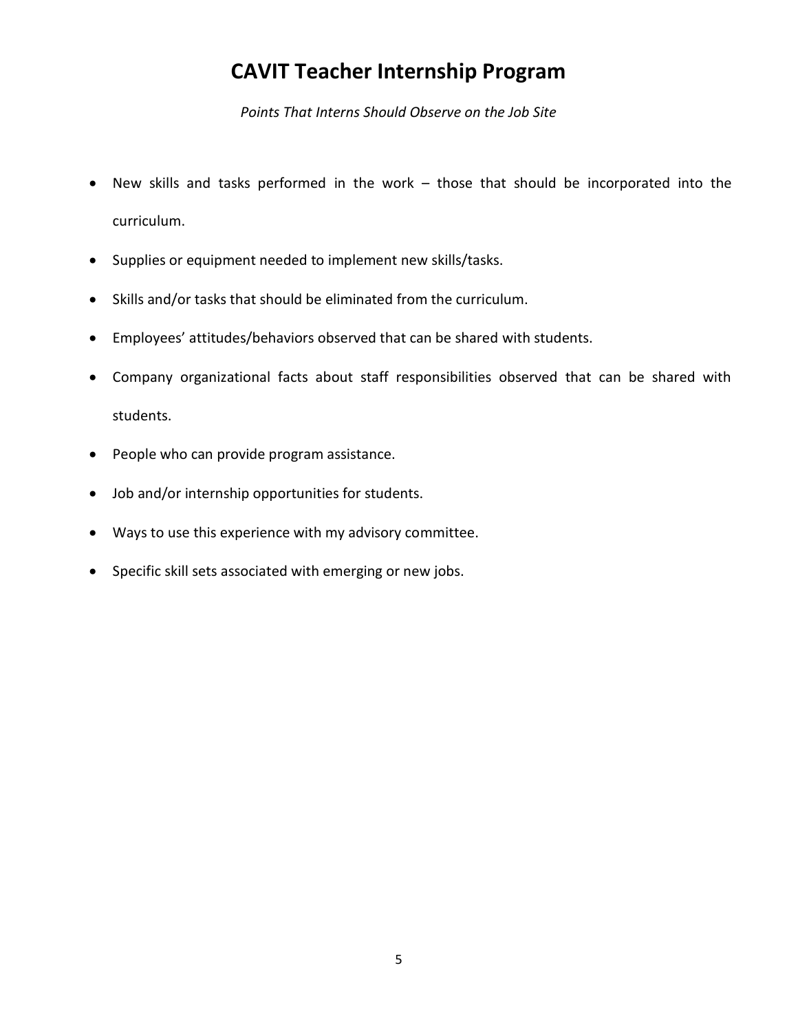# CAVIT Teacher Internship Program

*Points That Interns Should Observe on the Job Site*

- New skills and tasks performed in the work – those that should be incorporated into the curriculum.
- Supplies or equipment needed to implement new skills/tasks.
- Skills and/or tasks that should be eliminated from the curriculum.
- Employees' attitudes/behaviors observed that can be shared with students.
- Company organizational facts about staff responsibilities observed that can be shared with students.
- People who can provide program assistance.
- Job and/or internship opportunities for students.
- Ways to use this experience with my advisory committee.
- Specific skill sets associated with emerging or new jobs.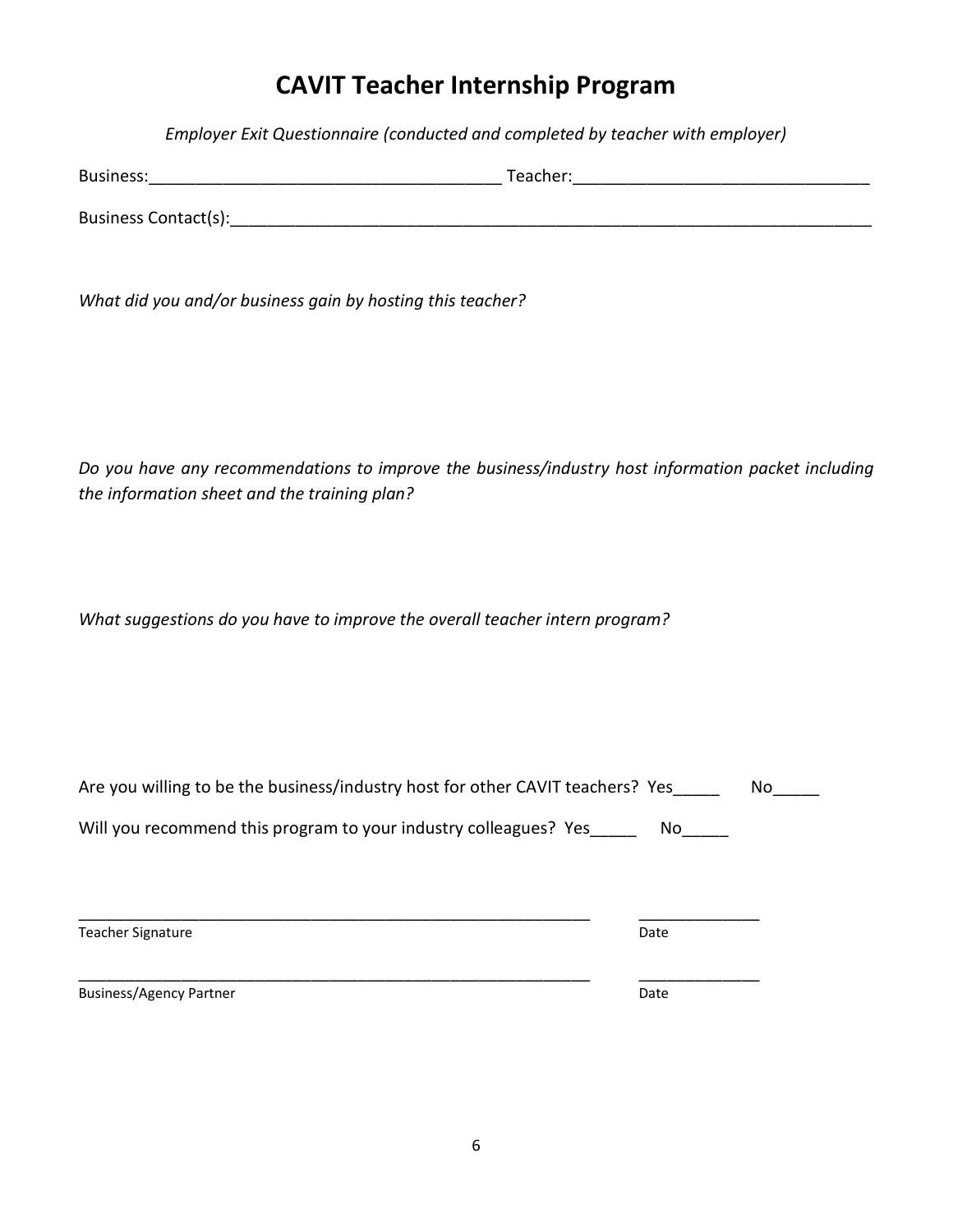# CAVIT Teacher Internship Program

*Employer Exit Questionnaire (conducted and completed by teacher with employer)*

Business:_____________________________________ Teacher:_______________________________

Business Contact(s):______________________________________________________________________

*What did you and/or business gain by hosting this teacher?*

*Do you have any recommendations to improve the business/industry host information packet including the information sheet and the training plan?*

*What suggestions do you have to improve the overall teacher intern program?*

Are you willing to be the business/industry host for other CAVIT teachers? Yes_____ No_____

Will you recommend this program to your industry colleagues? Yes_____ No_____

___________________________________________________________ _____________

Teacher Signature Date

___________________________________________________________ _____________

Business/Agency Partner Date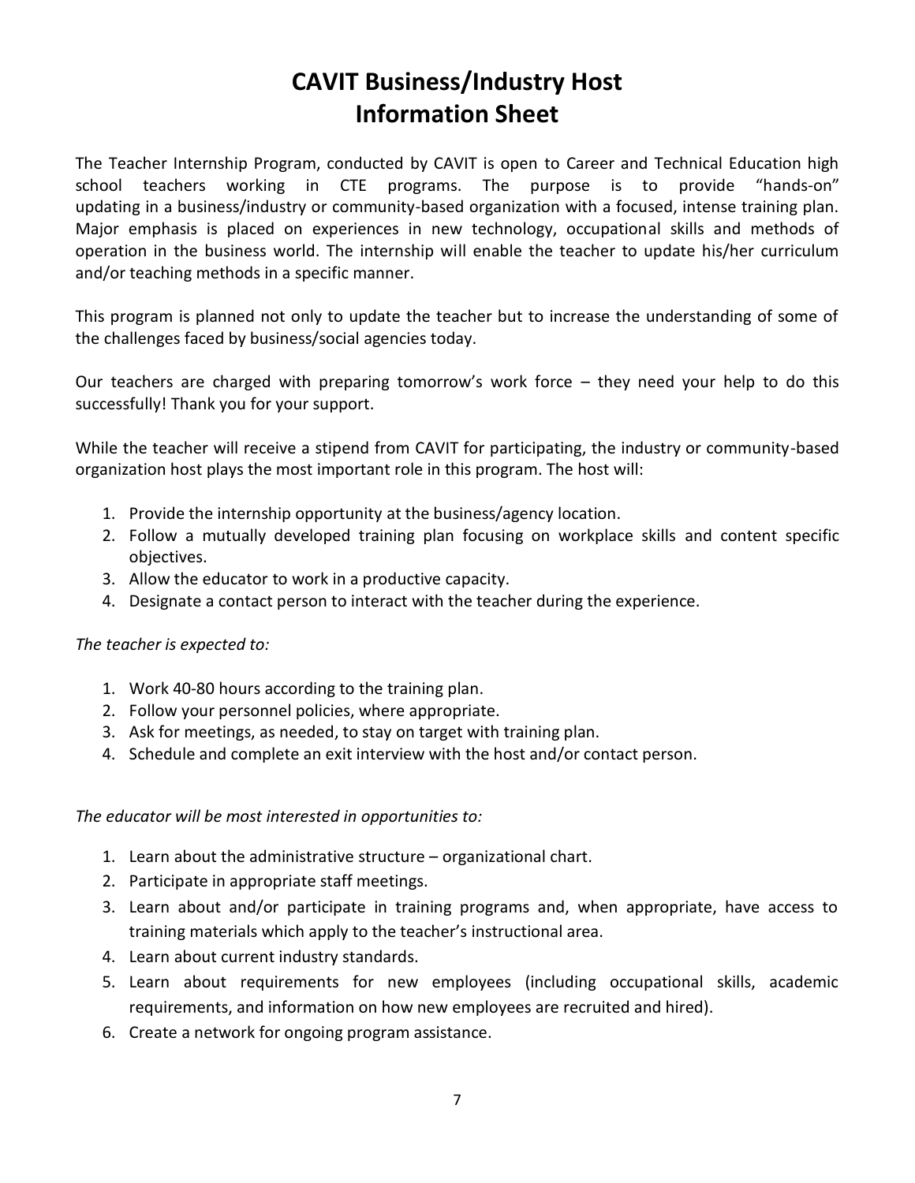# CAVIT Business/Industry Host Information Sheet

The Teacher Internship Program, conducted by CAVIT is open to Career and Technical Education high school teachers working in CTE programs. The purpose is to provide “hands-on” updating in a business/industry or community-based organization with a focused, intense training plan. Major emphasis is placed on experiences in new technology, occupational skills and methods of operation in the business world. The internship will enable the teacher to update his/her curriculum and/or teaching methods in a specific manner.

This program is planned not only to update the teacher but to increase the understanding of some of the challenges faced by business/social agencies today.

Our teachers are charged with preparing tomorrow’s work force – they need your help to do this successfully! Thank you for your support.

While the teacher will receive a stipend from CAVIT for participating, the industry or community-based organization host plays the most important role in this program. The host will:

1. Provide the internship opportunity at the business/agency location.
2. Follow a mutually developed training plan focusing on workplace skills and content specific objectives.
3. Allow the educator to work in a productive capacity.
4. Designate a contact person to interact with the teacher during the experience.

*The teacher is expected to:*

1. Work 40-80 hours according to the training plan.
2. Follow your personnel policies, where appropriate.
3. Ask for meetings, as needed, to stay on target with training plan.
4. Schedule and complete an exit interview with the host and/or contact person.

*The educator will be most interested in opportunities to:*

1. Learn about the administrative structure – organizational chart.
2. Participate in appropriate staff meetings.
3. Learn about and/or participate in training programs and, when appropriate, have access to training materials which apply to the teacher’s instructional area.
4. Learn about current industry standards.
5. Learn about requirements for new employees (including occupational skills, academic requirements, and information on how new employees are recruited and hired).
6. Create a network for ongoing program assistance.